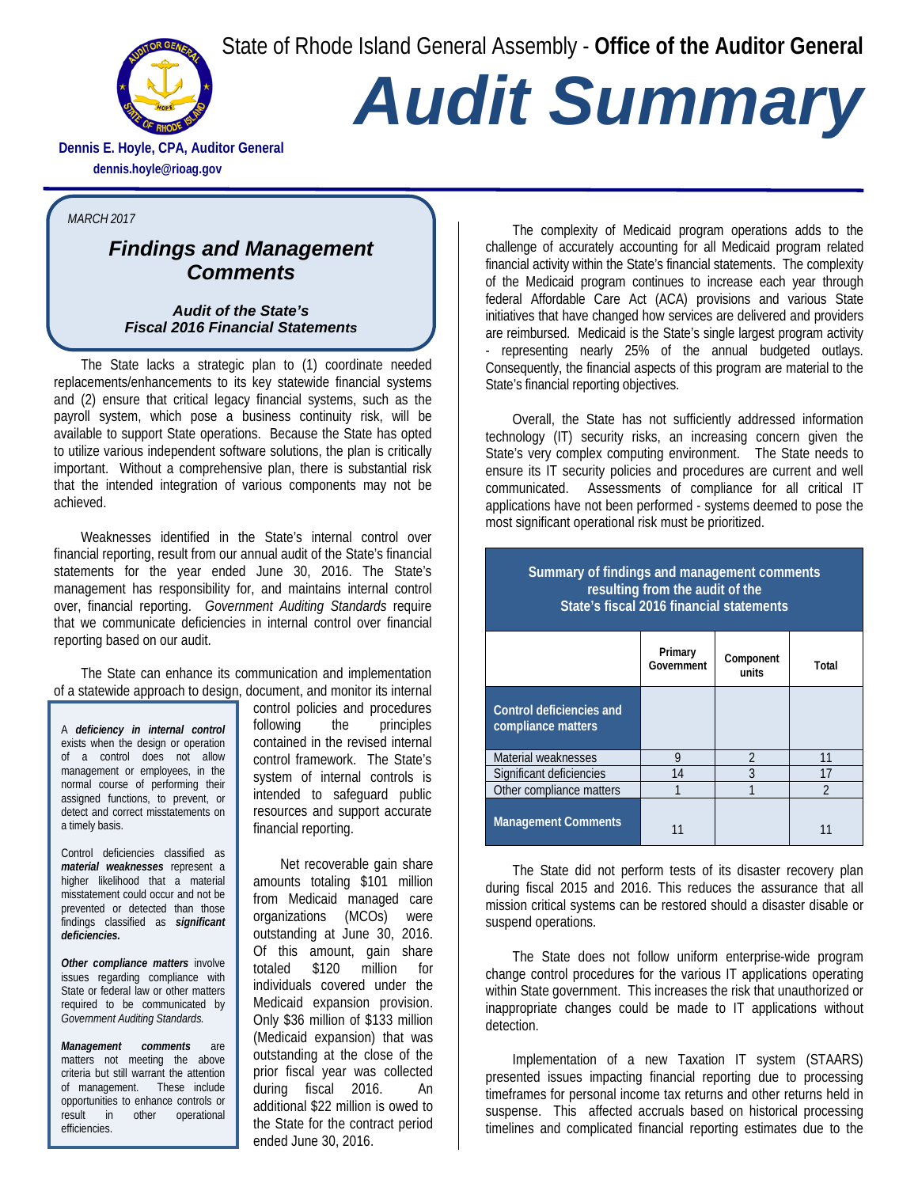State of Rhode Island General Assembly - **Office of the Auditor General**

# *Audit Summary*

**Dennis E. Hoyle, CPA, Auditor General**
**dennis.hoyle@rioag.gov**

*MARCH 2017*

## *Findings and Management Comments*

### *Audit of the State's Fiscal 2016 Financial Statements*

The State lacks a strategic plan to (1) coordinate needed replacements/enhancements to its key statewide financial systems and (2) ensure that critical legacy financial systems, such as the payroll system, which pose a business continuity risk, will be available to support State operations. Because the State has opted to utilize various independent software solutions, the plan is critically important. Without a comprehensive plan, there is substantial risk that the intended integration of various components may not be achieved.

Weaknesses identified in the State's internal control over financial reporting, result from our annual audit of the State's financial statements for the year ended June 30, 2016. The State's management has responsibility for, and maintains internal control over, financial reporting. *Government Auditing Standards* require that we communicate deficiencies in internal control over financial reporting based on our audit.

The State can enhance its communication and implementation of a statewide approach to design, document, and monitor its internal control policies and procedures following the principles contained in the revised internal control framework. The State's system of internal controls is intended to safeguard public resources and support accurate financial reporting.

> A ***deficiency in internal control*** exists when the design or operation of a control does not allow management or employees, in the normal course of performing their assigned functions, to prevent, or detect and correct misstatements on a timely basis.
>
> Control deficiencies classified as ***material weaknesses*** represent a higher likelihood that a material misstatement could occur and not be prevented or detected than those findings classified as ***significant deficiencies.***
>
> ***Other compliance matters*** involve issues regarding compliance with State or federal law or other matters required to be communicated by *Government Auditing Standards.*
>
> ***Management comments*** are matters not meeting the above criteria but still warrant the attention of management. These include opportunities to enhance controls or result in other operational efficiencies.

Net recoverable gain share amounts totaling $101 million from Medicaid managed care organizations (MCOs) were outstanding at June 30, 2016. Of this amount, gain share totaled $120 million for individuals covered under the Medicaid expansion provision. Only $36 million of $133 million (Medicaid expansion) that was outstanding at the close of the prior fiscal year was collected during fiscal 2016. An additional $22 million is owed to the State for the contract period ended June 30, 2016.

The complexity of Medicaid program operations adds to the challenge of accurately accounting for all Medicaid program related financial activity within the State's financial statements. The complexity of the Medicaid program continues to increase each year through federal Affordable Care Act (ACA) provisions and various State initiatives that have changed how services are delivered and providers are reimbursed. Medicaid is the State's single largest program activity - representing nearly 25% of the annual budgeted outlays. Consequently, the financial aspects of this program are material to the State's financial reporting objectives.

Overall, the State has not sufficiently addressed information technology (IT) security risks, an increasing concern given the State's very complex computing environment. The State needs to ensure its IT security policies and procedures are current and well communicated. Assessments of compliance for all critical IT applications have not been performed - systems deemed to pose the most significant operational risk must be prioritized.

**Summary of findings and management comments resulting from the audit of the State's fiscal 2016 financial statements**

| | Primary Government | Component units | Total |
|---|---|---|---|
| **Control deficiencies and compliance matters** | | | |
| Material weaknesses | 9 | 2 | 11 |
| Significant deficiencies | 14 | 3 | 17 |
| Other compliance matters | 1 | 1 | 2 |
| **Management Comments** | 11 | | 11 |

The State did not perform tests of its disaster recovery plan during fiscal 2015 and 2016. This reduces the assurance that all mission critical systems can be restored should a disaster disable or suspend operations.

The State does not follow uniform enterprise-wide program change control procedures for the various IT applications operating within State government. This increases the risk that unauthorized or inappropriate changes could be made to IT applications without detection.

Implementation of a new Taxation IT system (STAARS) presented issues impacting financial reporting due to processing timeframes for personal income tax returns and other returns held in suspense. This affected accruals based on historical processing timelines and complicated financial reporting estimates due to the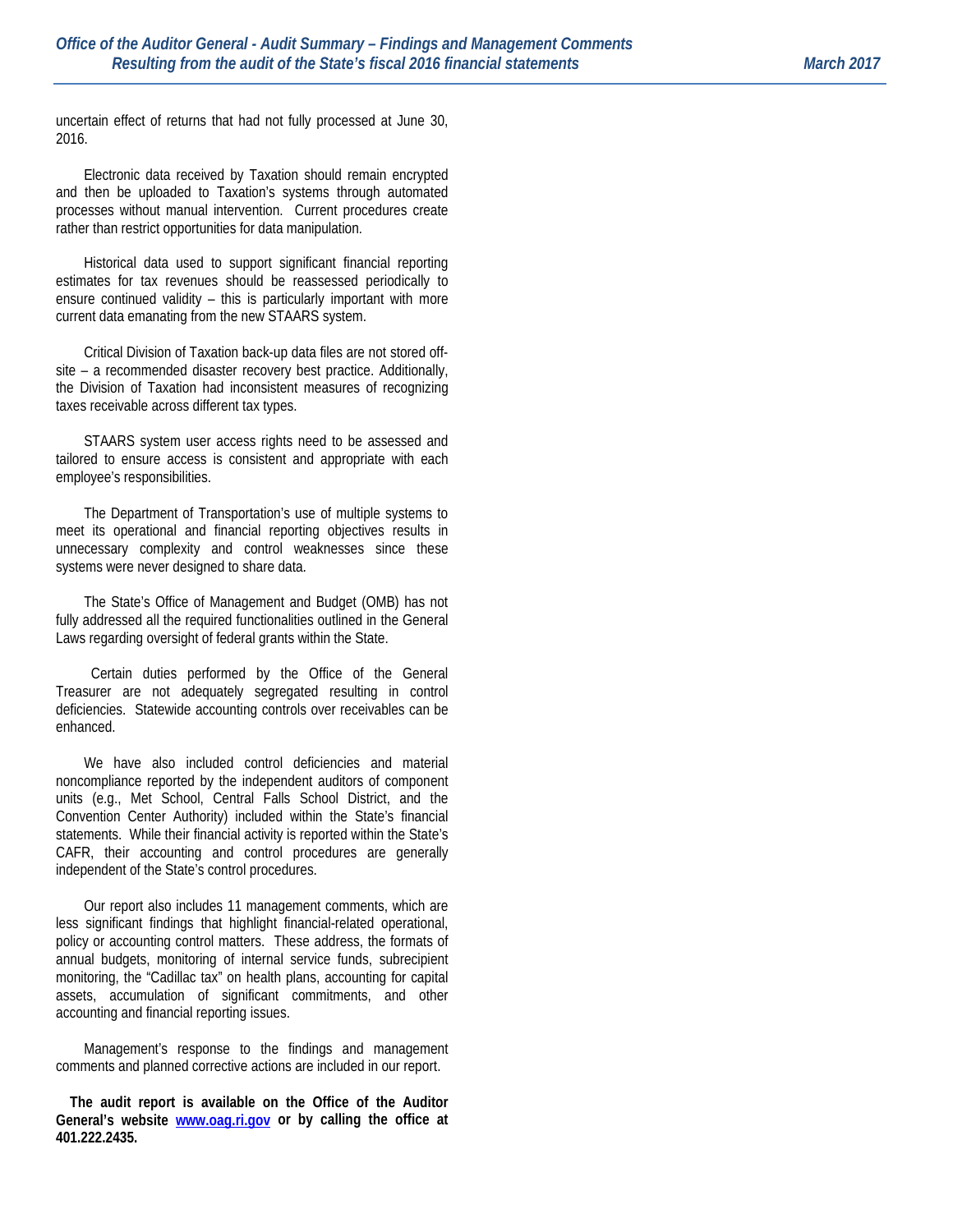uncertain effect of returns that had not fully processed at June 30, 2016.

Electronic data received by Taxation should remain encrypted and then be uploaded to Taxation's systems through automated processes without manual intervention. Current procedures create rather than restrict opportunities for data manipulation.

Historical data used to support significant financial reporting estimates for tax revenues should be reassessed periodically to ensure continued validity – this is particularly important with more current data emanating from the new STAARS system.

Critical Division of Taxation back-up data files are not stored off-site – a recommended disaster recovery best practice. Additionally, the Division of Taxation had inconsistent measures of recognizing taxes receivable across different tax types.

STAARS system user access rights need to be assessed and tailored to ensure access is consistent and appropriate with each employee's responsibilities.

The Department of Transportation's use of multiple systems to meet its operational and financial reporting objectives results in unnecessary complexity and control weaknesses since these systems were never designed to share data.

The State's Office of Management and Budget (OMB) has not fully addressed all the required functionalities outlined in the General Laws regarding oversight of federal grants within the State.

Certain duties performed by the Office of the General Treasurer are not adequately segregated resulting in control deficiencies. Statewide accounting controls over receivables can be enhanced.

We have also included control deficiencies and material noncompliance reported by the independent auditors of component units (e.g., Met School, Central Falls School District, and the Convention Center Authority) included within the State's financial statements. While their financial activity is reported within the State's CAFR, their accounting and control procedures are generally independent of the State's control procedures.

Our report also includes 11 management comments, which are less significant findings that highlight financial-related operational, policy or accounting control matters. These address, the formats of annual budgets, monitoring of internal service funds, subrecipient monitoring, the "Cadillac tax" on health plans, accounting for capital assets, accumulation of significant commitments, and other accounting and financial reporting issues.

Management's response to the findings and management comments and planned corrective actions are included in our report.

**The audit report is available on the Office of the Auditor General's website [www.oag.ri.gov](http://www.oag.ri.gov) or by calling the office at 401.222.2435.**